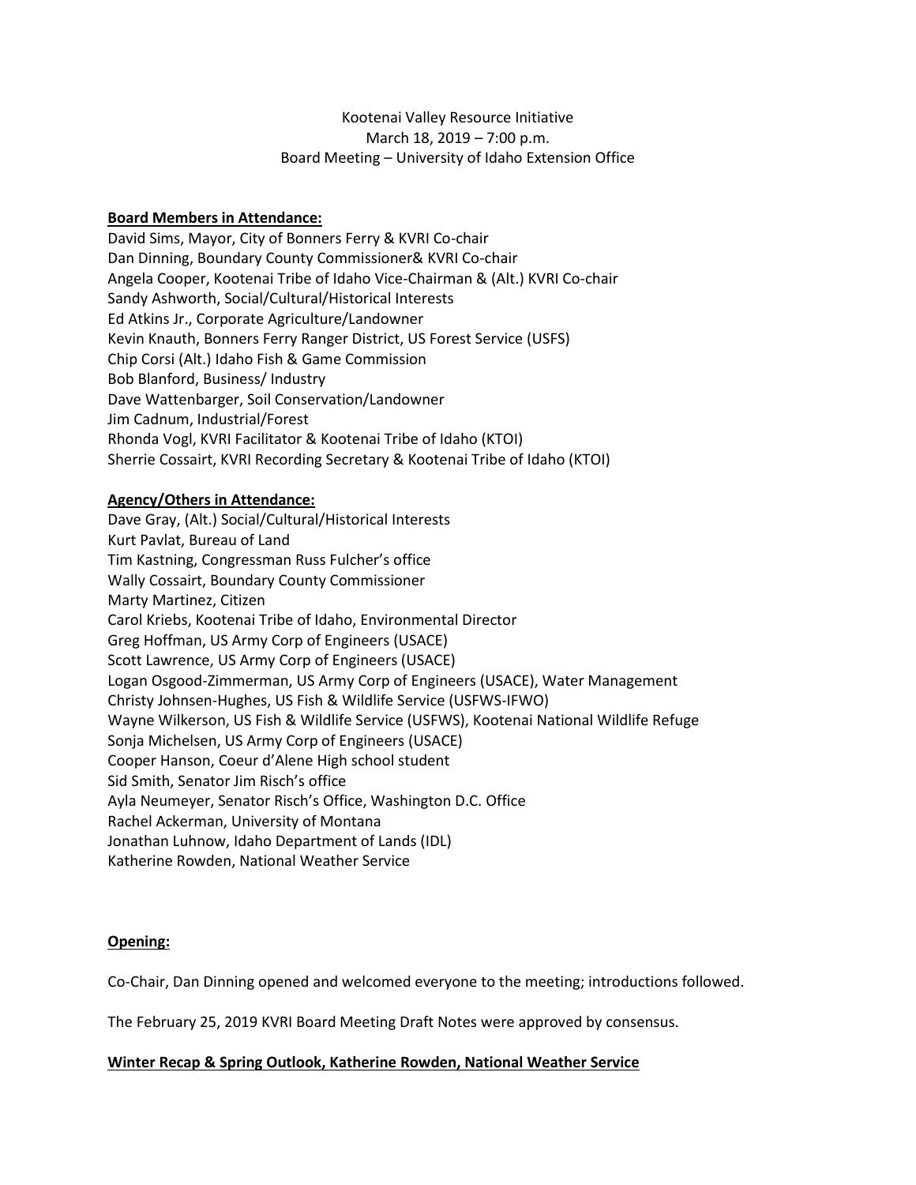Kootenai Valley Resource Initiative
March 18, 2019 – 7:00 p.m.
Board Meeting – University of Idaho Extension Office

**Board Members in Attendance:**

David Sims, Mayor, City of Bonners Ferry & KVRI Co-chair
Dan Dinning, Boundary County Commissioner& KVRI Co-chair
Angela Cooper, Kootenai Tribe of Idaho Vice-Chairman & (Alt.) KVRI Co-chair
Sandy Ashworth, Social/Cultural/Historical Interests
Ed Atkins Jr., Corporate Agriculture/Landowner
Kevin Knauth, Bonners Ferry Ranger District, US Forest Service (USFS)
Chip Corsi (Alt.) Idaho Fish & Game Commission
Bob Blanford, Business/ Industry
Dave Wattenbarger, Soil Conservation/Landowner
Jim Cadnum, Industrial/Forest
Rhonda Vogl, KVRI Facilitator & Kootenai Tribe of Idaho (KTOI)
Sherrie Cossairt, KVRI Recording Secretary & Kootenai Tribe of Idaho (KTOI)

**Agency/Others in Attendance:**

Dave Gray, (Alt.) Social/Cultural/Historical Interests
Kurt Pavlat, Bureau of Land
Tim Kastning, Congressman Russ Fulcher's office
Wally Cossairt, Boundary County Commissioner
Marty Martinez, Citizen
Carol Kriebs, Kootenai Tribe of Idaho, Environmental Director
Greg Hoffman, US Army Corp of Engineers (USACE)
Scott Lawrence, US Army Corp of Engineers (USACE)
Logan Osgood-Zimmerman, US Army Corp of Engineers (USACE), Water Management
Christy Johnsen-Hughes, US Fish & Wildlife Service (USFWS-IFWO)
Wayne Wilkerson, US Fish & Wildlife Service (USFWS), Kootenai National Wildlife Refuge
Sonja Michelsen, US Army Corp of Engineers (USACE)
Cooper Hanson, Coeur d'Alene High school student
Sid Smith, Senator Jim Risch's office
Ayla Neumeyer, Senator Risch's Office, Washington D.C. Office
Rachel Ackerman, University of Montana
Jonathan Luhnow, Idaho Department of Lands (IDL)
Katherine Rowden, National Weather Service

**Opening:**

Co-Chair, Dan Dinning opened and welcomed everyone to the meeting; introductions followed.

The February 25, 2019 KVRI Board Meeting Draft Notes were approved by consensus.

**Winter Recap & Spring Outlook, Katherine Rowden, National Weather Service**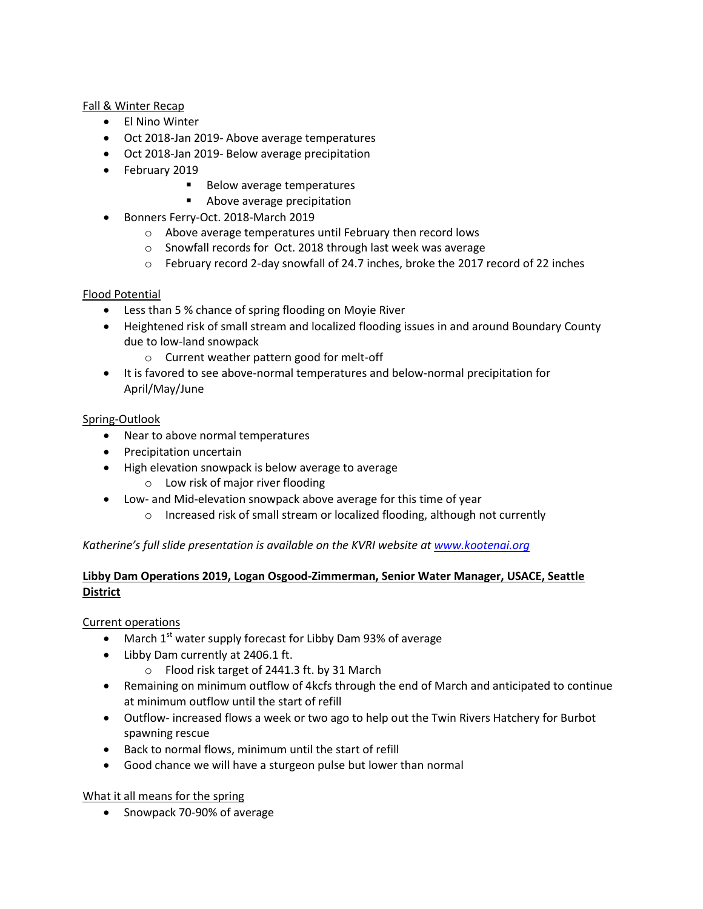Fall & Winter Recap

- El Nino Winter
- Oct 2018-Jan 2019- Above average temperatures
- Oct 2018-Jan 2019- Below average precipitation
- February 2019
    - Below average temperatures
    - Above average precipitation
- Bonners Ferry-Oct. 2018-March 2019
    - Above average temperatures until February then record lows
    - Snowfall records for Oct. 2018 through last week was average
    - February record 2-day snowfall of 24.7 inches, broke the 2017 record of 22 inches

Flood Potential

- Less than 5 % chance of spring flooding on Moyie River
- Heightened risk of small stream and localized flooding issues in and around Boundary County due to low-land snowpack
    - Current weather pattern good for melt-off
- It is favored to see above-normal temperatures and below-normal precipitation for April/May/June

Spring-Outlook

- Near to above normal temperatures
- Precipitation uncertain
- High elevation snowpack is below average to average
    - Low risk of major river flooding
- Low- and Mid-elevation snowpack above average for this time of year
    - Increased risk of small stream or localized flooding, although not currently

*Katherine's full slide presentation is available on the KVRI website at [www.kootenai.org](http://www.kootenai.org)*

**Libby Dam Operations 2019, Logan Osgood-Zimmerman, Senior Water Manager, USACE, Seattle District**

Current operations

- March 1st water supply forecast for Libby Dam 93% of average
- Libby Dam currently at 2406.1 ft.
    - Flood risk target of 2441.3 ft. by 31 March
- Remaining on minimum outflow of 4kcfs through the end of March and anticipated to continue at minimum outflow until the start of refill
- Outflow- increased flows a week or two ago to help out the Twin Rivers Hatchery for Burbot spawning rescue
- Back to normal flows, minimum until the start of refill
- Good chance we will have a sturgeon pulse but lower than normal

What it all means for the spring

- Snowpack 70-90% of average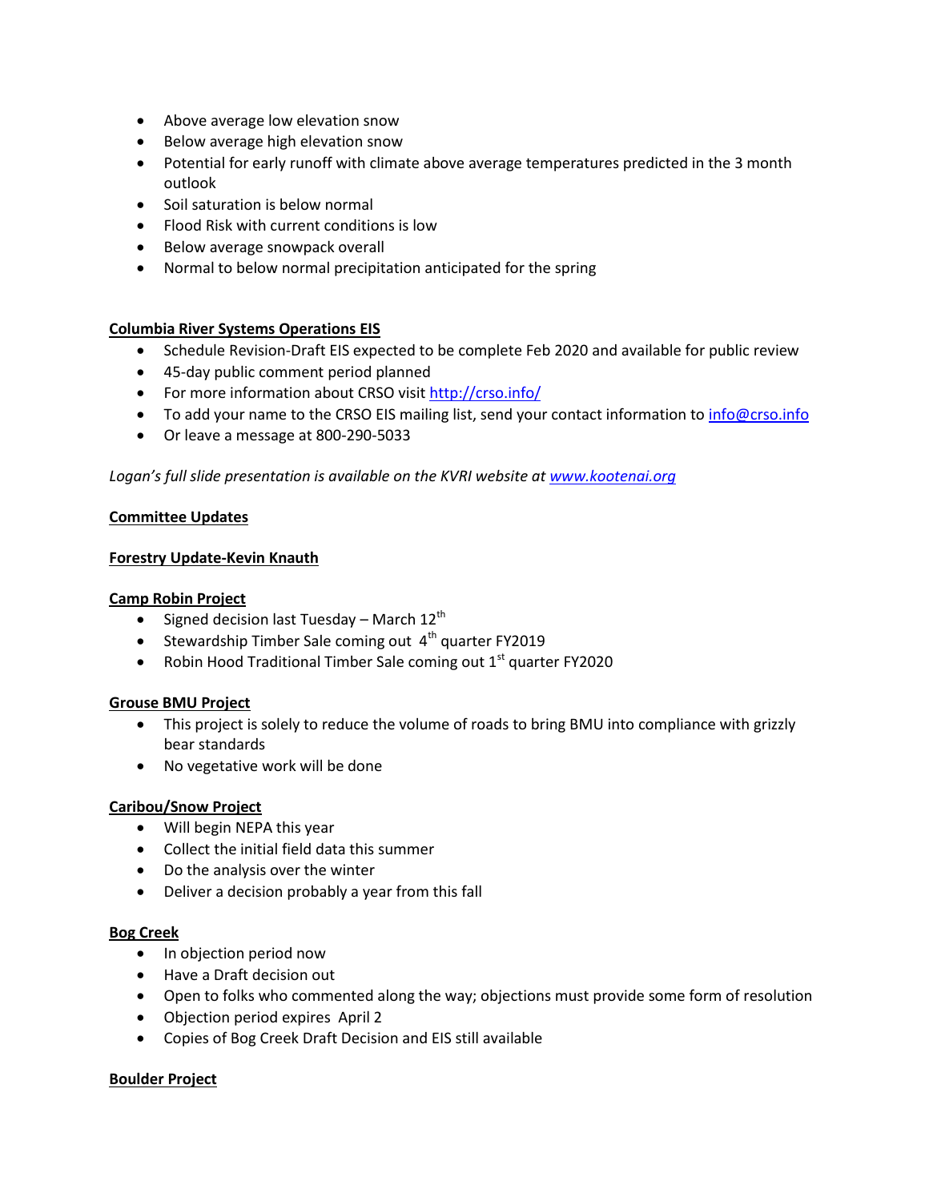- Above average low elevation snow
- Below average high elevation snow
- Potential for early runoff with climate above average temperatures predicted in the 3 month outlook
- Soil saturation is below normal
- Flood Risk with current conditions is low
- Below average snowpack overall
- Normal to below normal precipitation anticipated for the spring

**Columbia River Systems Operations EIS**

- Schedule Revision-Draft EIS expected to be complete Feb 2020 and available for public review
- 45-day public comment period planned
- For more information about CRSO visit [http://crso.info/](http://crso.info/)
- To add your name to the CRSO EIS mailing list, send your contact information to [info@crso.info](mailto:info@crso.info)
- Or leave a message at 800-290-5033

*Logan's full slide presentation is available on the KVRI website at [www.kootenai.org](http://www.kootenai.org)*

**Committee Updates**

**Forestry Update-Kevin Knauth**

**Camp Robin Project**

- Signed decision last Tuesday – March 12th
- Stewardship Timber Sale coming out 4th quarter FY2019
- Robin Hood Traditional Timber Sale coming out 1st quarter FY2020

**Grouse BMU Project**

- This project is solely to reduce the volume of roads to bring BMU into compliance with grizzly bear standards
- No vegetative work will be done

**Caribou/Snow Project**

- Will begin NEPA this year
- Collect the initial field data this summer
- Do the analysis over the winter
- Deliver a decision probably a year from this fall

**Bog Creek**

- In objection period now
- Have a Draft decision out
- Open to folks who commented along the way; objections must provide some form of resolution
- Objection period expires April 2
- Copies of Bog Creek Draft Decision and EIS still available

**Boulder Project**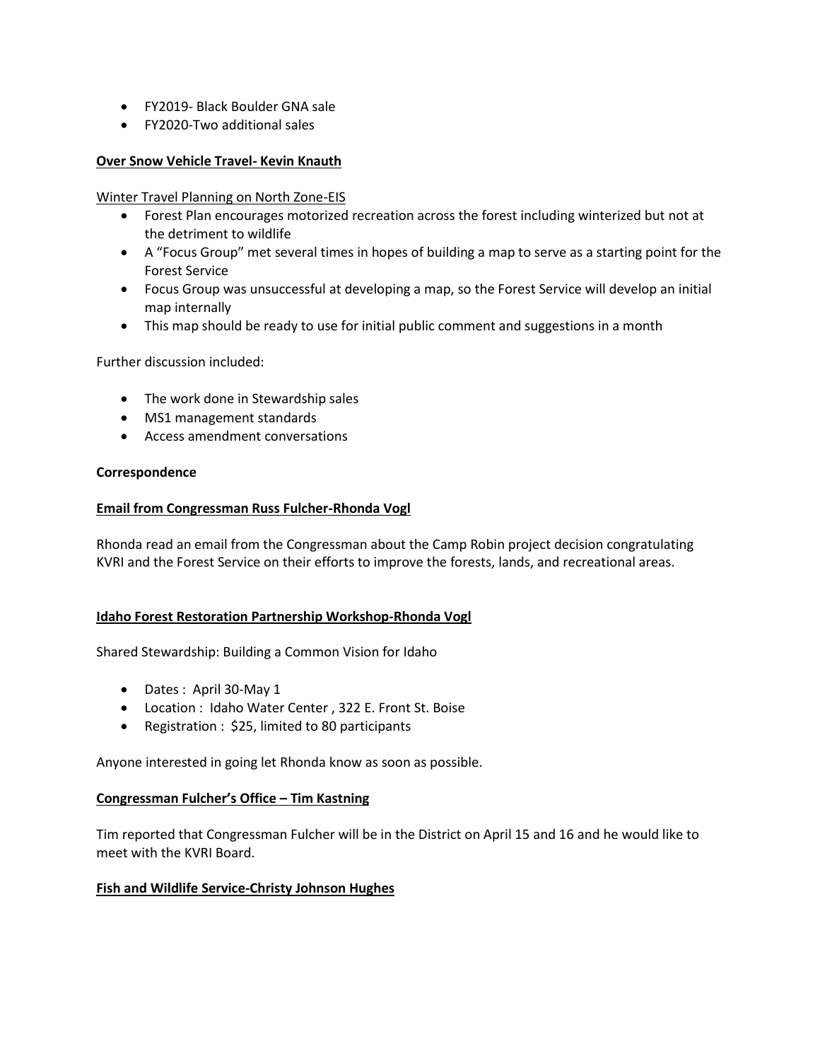- FY2019- Black Boulder GNA sale
- FY2020-Two additional sales

**Over Snow Vehicle Travel- Kevin Knauth**

Winter Travel Planning on North Zone-EIS

- Forest Plan encourages motorized recreation across the forest including winterized but not at the detriment to wildlife
- A "Focus Group" met several times in hopes of building a map to serve as a starting point for the Forest Service
- Focus Group was unsuccessful at developing a map, so the Forest Service will develop an initial map internally
- This map should be ready to use for initial public comment and suggestions in a month

Further discussion included:

- The work done in Stewardship sales
- MS1 management standards
- Access amendment conversations

**Correspondence**

**Email from Congressman Russ Fulcher-Rhonda Vogl**

Rhonda read an email from the Congressman about the Camp Robin project decision congratulating KVRI and the Forest Service on their efforts to improve the forests, lands, and recreational areas.

**Idaho Forest Restoration Partnership Workshop-Rhonda Vogl**

Shared Stewardship: Building a Common Vision for Idaho

- Dates : April 30-May 1
- Location : Idaho Water Center , 322 E. Front St. Boise
- Registration : $25, limited to 80 participants

Anyone interested in going let Rhonda know as soon as possible.

**Congressman Fulcher's Office – Tim Kastning**

Tim reported that Congressman Fulcher will be in the District on April 15 and 16 and he would like to meet with the KVRI Board.

**Fish and Wildlife Service-Christy Johnson Hughes**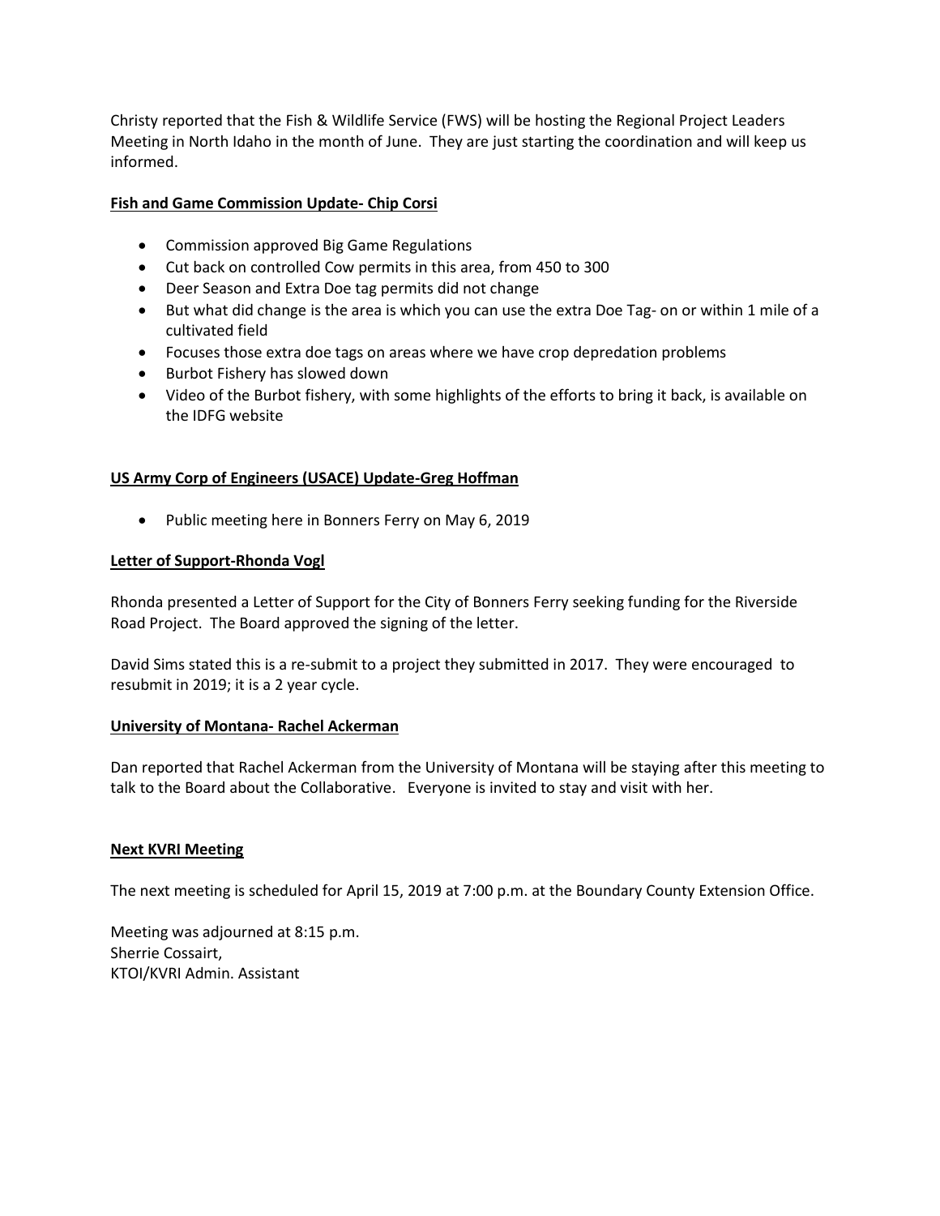Christy reported that the Fish & Wildlife Service (FWS) will be hosting the Regional Project Leaders Meeting in North Idaho in the month of June. They are just starting the coordination and will keep us informed.

**Fish and Game Commission Update- Chip Corsi**

- Commission approved Big Game Regulations
- Cut back on controlled Cow permits in this area, from 450 to 300
- Deer Season and Extra Doe tag permits did not change
- But what did change is the area is which you can use the extra Doe Tag- on or within 1 mile of a cultivated field
- Focuses those extra doe tags on areas where we have crop depredation problems
- Burbot Fishery has slowed down
- Video of the Burbot fishery, with some highlights of the efforts to bring it back, is available on the IDFG website

**US Army Corp of Engineers (USACE) Update-Greg Hoffman**

- Public meeting here in Bonners Ferry on May 6, 2019

**Letter of Support-Rhonda Vogl**

Rhonda presented a Letter of Support for the City of Bonners Ferry seeking funding for the Riverside Road Project. The Board approved the signing of the letter.

David Sims stated this is a re-submit to a project they submitted in 2017. They were encouraged to resubmit in 2019; it is a 2 year cycle.

**University of Montana- Rachel Ackerman**

Dan reported that Rachel Ackerman from the University of Montana will be staying after this meeting to talk to the Board about the Collaborative. Everyone is invited to stay and visit with her.

**Next KVRI Meeting**

The next meeting is scheduled for April 15, 2019 at 7:00 p.m. at the Boundary County Extension Office.

Meeting was adjourned at 8:15 p.m.
Sherrie Cossairt,
KTOI/KVRI Admin. Assistant